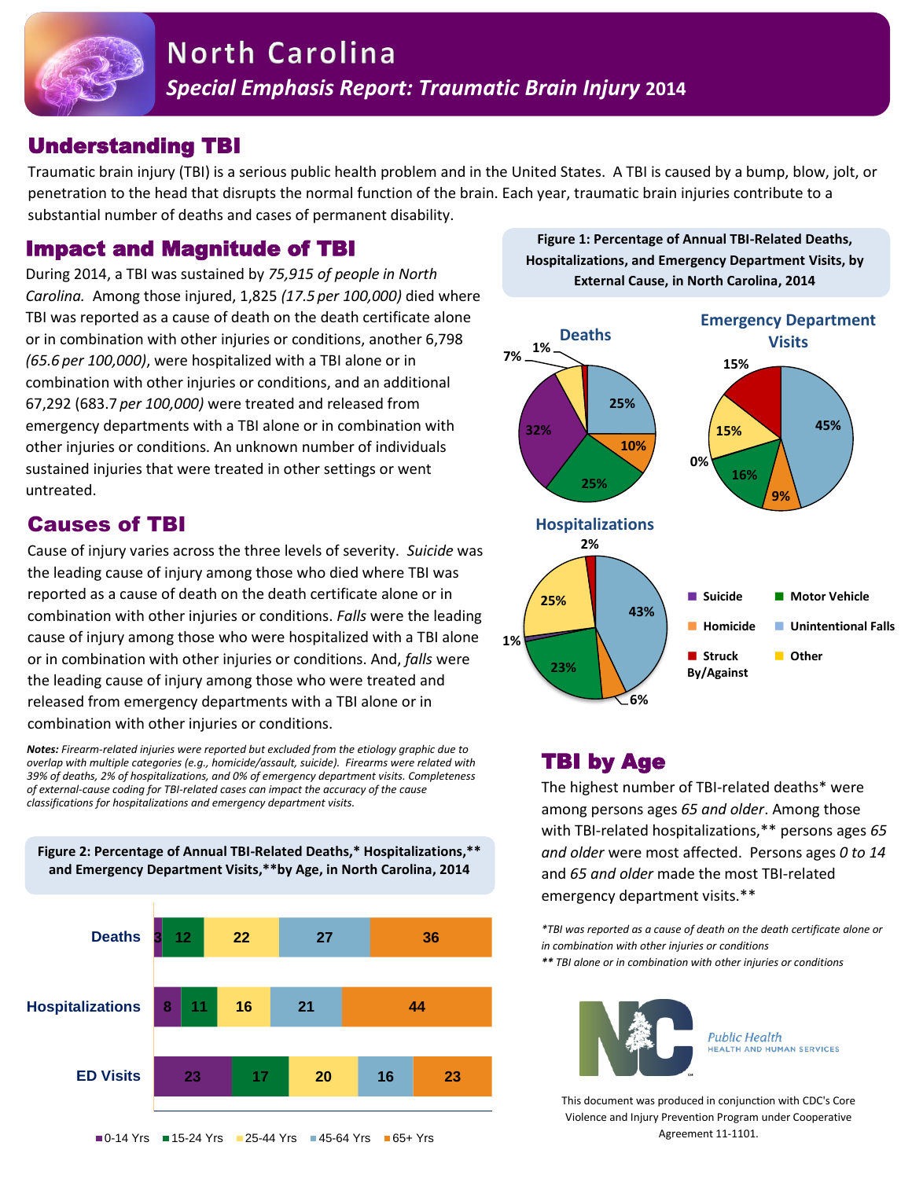# North Carolina

## *Special Emphasis Report: Traumatic Brain Injury* 2014

## Understanding TBI

Traumatic brain injury (TBI) is a serious public health problem and in the United States. A TBI is caused by a bump, blow, jolt, or penetration to the head that disrupts the normal function of the brain. Each year, traumatic brain injuries contribute to a substantial number of deaths and cases of permanent disability.

## Impact and Magnitude of TBI

During 2014, a TBI was sustained by *75,915 of people in North Carolina.* Among those injured, 1,825 *(17.5 per 100,000)* died where TBI was reported as a cause of death on the death certificate alone or in combination with other injuries or conditions, another 6,798 *(65.6 per 100,000)*, were hospitalized with a TBI alone or in combination with other injuries or conditions, and an additional 67,292 (683.7 *per 100,000)* were treated and released from emergency departments with a TBI alone or in combination with other injuries or conditions. An unknown number of individuals sustained injuries that were treated in other settings or went untreated.

## Causes of TBI

Cause of injury varies across the three levels of severity. *Suicide* was the leading cause of injury among those who died where TBI was reported as a cause of death on the death certificate alone or in combination with other injuries or conditions. *Falls* were the leading cause of injury among those who were hospitalized with a TBI alone or in combination with other injuries or conditions. And, *falls* were the leading cause of injury among those who were treated and released from emergency departments with a TBI alone or in combination with other injuries or conditions.

***Notes:*** *Firearm-related injuries were reported but excluded from the etiology graphic due to overlap with multiple categories (e.g., homicide/assault, suicide). Firearms were related with 39% of deaths, 2% of hospitalizations, and 0% of emergency department visits. Completeness of external-cause coding for TBI-related cases can impact the accuracy of the cause classifications for hospitalizations and emergency department visits.*

**Figure 1: Percentage of Annual TBI-Related Deaths, Hospitalizations, and Emergency Department Visits, by External Cause, in North Carolina, 2014**

| External Cause | Deaths | Hospitalizations | Emergency Department Visits |
|---|---|---|---|
| Suicide | 32% | 1% | 0% |
| Homicide | 10% | 6% | 9% |
| Struck By/Against | 1% | 2% | 15% |
| Motor Vehicle | 25% | 23% | 16% |
| Unintentional Falls | 25% | 43% | 45% |
| Other | 7% | 25% | 15% |

**Figure 2: Percentage of Annual TBI-Related Deaths,* Hospitalizations,** and Emergency Department Visits,**by Age, in North Carolina, 2014**

| | 0-14 Yrs | 15-24 Yrs | 25-44 Yrs | 45-64 Yrs | 65+ Yrs |
|---|---|---|---|---|---|
| Deaths | 3 | 12 | 22 | 27 | 36 |
| Hospitalizations | 8 | 11 | 16 | 21 | 44 |
| ED Visits | 23 | 17 | 20 | 16 | 23 |

## TBI by Age

The highest number of TBI-related deaths* were among persons ages *65 and older*. Among those with TBI-related hospitalizations,** persons ages *65 and older* were most affected. Persons ages *0 to 14* and *65 and older* made the most TBI-related emergency department visits.**

*\*TBI was reported as a cause of death on the death certificate alone or in combination with other injuries or conditions*
*\*\* TBI alone or in combination with other injuries or conditions*

Public Health
HEALTH AND HUMAN SERVICES

This document was produced in conjunction with CDC's Core Violence and Injury Prevention Program under Cooperative Agreement 11-1101.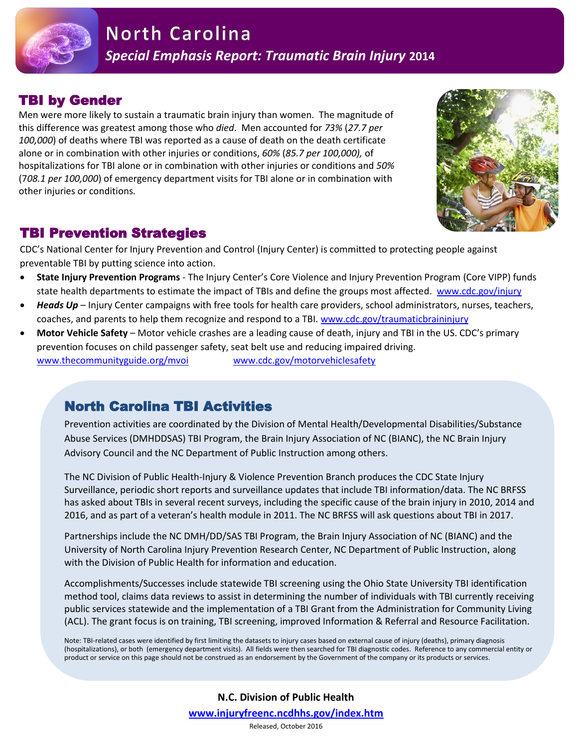# North Carolina

*Special Emphasis Report: Traumatic Brain Injury* **2014**

## TBI by Gender

Men were more likely to sustain a traumatic brain injury than women. The magnitude of this difference was greatest among those who *died*. Men accounted for *73%* (*27.7 per 100,000*) of deaths where TBI was reported as a cause of death on the death certificate alone or in combination with other injuries or conditions, *60%* (*85.7 per 100,000),* of hospitalizations for TBI alone or in combination with other injuries or conditions and *50%* (*708.1 per 100,000*) of emergency department visits for TBI alone or in combination with other injuries or conditions.

## TBI Prevention Strategies

CDC's National Center for Injury Prevention and Control (Injury Center) is committed to protecting people against preventable TBI by putting science into action.

- **State Injury Prevention Programs** - The Injury Center's Core Violence and Injury Prevention Program (Core VIPP) funds state health departments to estimate the impact of TBIs and define the groups most affected. www.cdc.gov/injury
- ***Heads Up*** – Injury Center campaigns with free tools for health care providers, school administrators, nurses, teachers, coaches, and parents to help them recognize and respond to a TBI. www.cdc.gov/traumaticbraininjury
- **Motor Vehicle Safety** – Motor vehicle crashes are a leading cause of death, injury and TBI in the US. CDC's primary prevention focuses on child passenger safety, seat belt use and reducing impaired driving.
  www.thecommunityguide.org/mvoi www.cdc.gov/motorvehiclesafety

## North Carolina TBI Activities

Prevention activities are coordinated by the Division of Mental Health/Developmental Disabilities/Substance Abuse Services (DMHDDSAS) TBI Program, the Brain Injury Association of NC (BIANC), the NC Brain Injury Advisory Council and the NC Department of Public Instruction among others.

The NC Division of Public Health-Injury & Violence Prevention Branch produces the CDC State Injury Surveillance, periodic short reports and surveillance updates that include TBI information/data. The NC BRFSS has asked about TBIs in several recent surveys, including the specific cause of the brain injury in 2010, 2014 and 2016, and as part of a veteran's health module in 2011. The NC BRFSS will ask questions about TBI in 2017.

Partnerships include the NC DMH/DD/SAS TBI Program, the Brain Injury Association of NC (BIANC) and the University of North Carolina Injury Prevention Research Center, NC Department of Public Instruction, along with the Division of Public Health for information and education.

Accomplishments/Successes include statewide TBI screening using the Ohio State University TBI identification method tool, claims data reviews to assist in determining the number of individuals with TBI currently receiving public services statewide and the implementation of a TBI Grant from the Administration for Community Living (ACL). The grant focus is on training, TBI screening, improved Information & Referral and Resource Facilitation.

Note: TBI-related cases were identified by first limiting the datasets to injury cases based on external cause of injury (deaths), primary diagnosis (hospitalizations), or both (emergency department visits). All fields were then searched for TBI diagnostic codes. Reference to any commercial entity or product or service on this page should not be construed as an endorsement by the Government of the company or its products or services.

**N.C. Division of Public Health**

**www.injuryfreenc.ncdhhs.gov/index.htm**

Released, October 2016